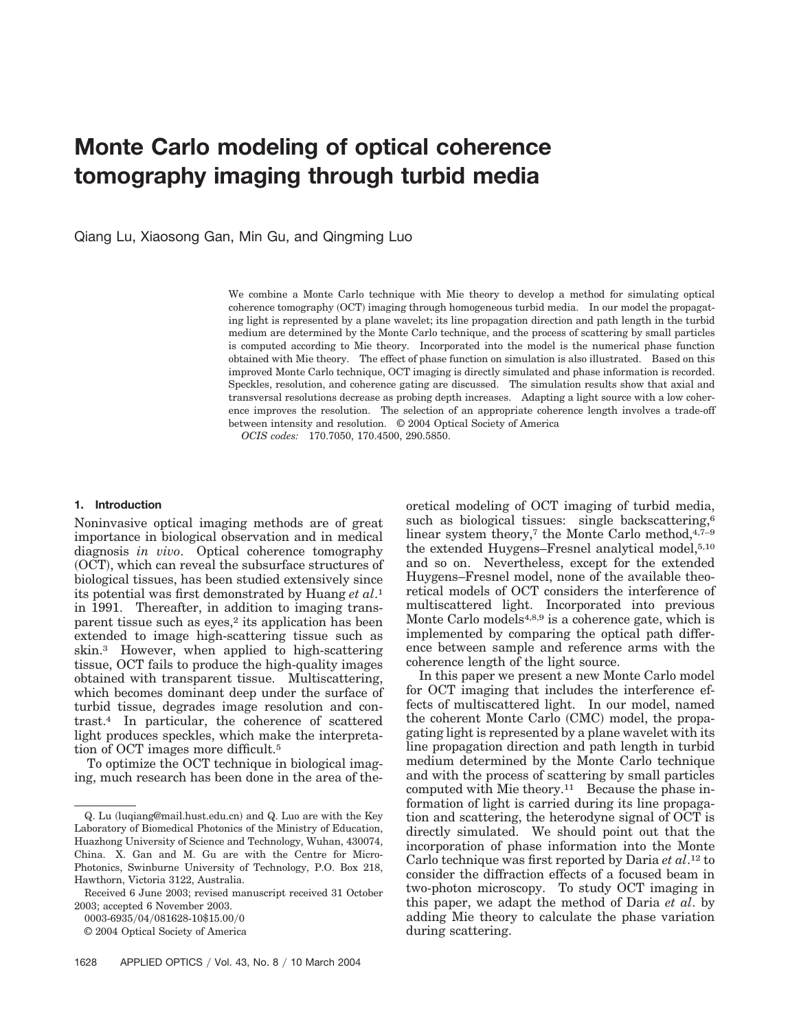# Monte Carlo modeling of optical coherence tomography imaging through turbid media

Qiang Lu, Xiaosong Gan, Min Gu, and Qingming Luo

We combine a Monte Carlo technique with Mie theory to develop a method for simulating optical coherence tomography (OCT) imaging through homogeneous turbid media. In our model the propagating light is represented by a plane wavelet; its line propagation direction and path length in the turbid medium are determined by the Monte Carlo technique, and the process of scattering by small particles is computed according to Mie theory. Incorporated into the model is the numerical phase function obtained with Mie theory. The effect of phase function on simulation is also illustrated. Based on this improved Monte Carlo technique, OCT imaging is directly simulated and phase information is recorded. Speckles, resolution, and coherence gating are discussed. The simulation results show that axial and transversal resolutions decrease as probing depth increases. Adapting a light source with a low coherence improves the resolution. The selection of an appropriate coherence length involves a trade-off between intensity and resolution. © 2004 Optical Society of America

*OCIS codes:* 170.7050, 170.4500, 290.5850.

## 1. Introduction

Noninvasive optical imaging methods are of great importance in biological observation and in medical diagnosis *in vivo*. Optical coherence tomography (OCT), which can reveal the subsurface structures of biological tissues, has been studied extensively since its potential was first demonstrated by Huang *et al*.[1] in 1991. Thereafter, in addition to imaging transparent tissue such as eyes,[2] its application has been extended to image high-scattering tissue such as skin.[3] However, when applied to high-scattering tissue, OCT fails to produce the high-quality images obtained with transparent tissue. Multiscattering, which becomes dominant deep under the surface of turbid tissue, degrades image resolution and contrast.[4] In particular, the coherence of scattered light produces speckles, which make the interpretation of OCT images more difficult.[5]

To optimize the OCT technique in biological imaging, much research has been done in the area of theoretical modeling of OCT imaging of turbid media, such as biological tissues: single backscattering,[6] linear system theory,[7] the Monte Carlo method,[4,7–9] the extended Huygens–Fresnel analytical model,[5,10] and so on. Nevertheless, except for the extended Huygens–Fresnel model, none of the available theoretical models of OCT considers the interference of multiscattered light. Incorporated into previous Monte Carlo models[4,8,9] is a coherence gate, which is implemented by comparing the optical path difference between sample and reference arms with the coherence length of the light source.

In this paper we present a new Monte Carlo model for OCT imaging that includes the interference effects of multiscattered light. In our model, named the coherent Monte Carlo (CMC) model, the propagating light is represented by a plane wavelet with its line propagation direction and path length in turbid medium determined by the Monte Carlo technique and with the process of scattering by small particles computed with Mie theory.[11] Because the phase information of light is carried during its line propagation and scattering, the heterodyne signal of OCT is directly simulated. We should point out that the incorporation of phase information into the Monte Carlo technique was first reported by Daria *et al*.[12] to consider the diffraction effects of a focused beam in two-photon microscopy. To study OCT imaging in this paper, we adapt the method of Daria *et al*. by adding Mie theory to calculate the phase variation during scattering.

---

Q. Lu (luqiang@mail.hust.edu.cn) and Q. Luo are with the Key Laboratory of Biomedical Photonics of the Ministry of Education, Huazhong University of Science and Technology, Wuhan, 430074, China. X. Gan and M. Gu are with the Centre for Micro-Photonics, Swinburne University of Technology, P.O. Box 218, Hawthorn, Victoria 3122, Australia.

Received 6 June 2003; revised manuscript received 31 October 2003; accepted 6 November 2003.

0003-6935/04/081628-10$15.00/0

© 2004 Optical Society of America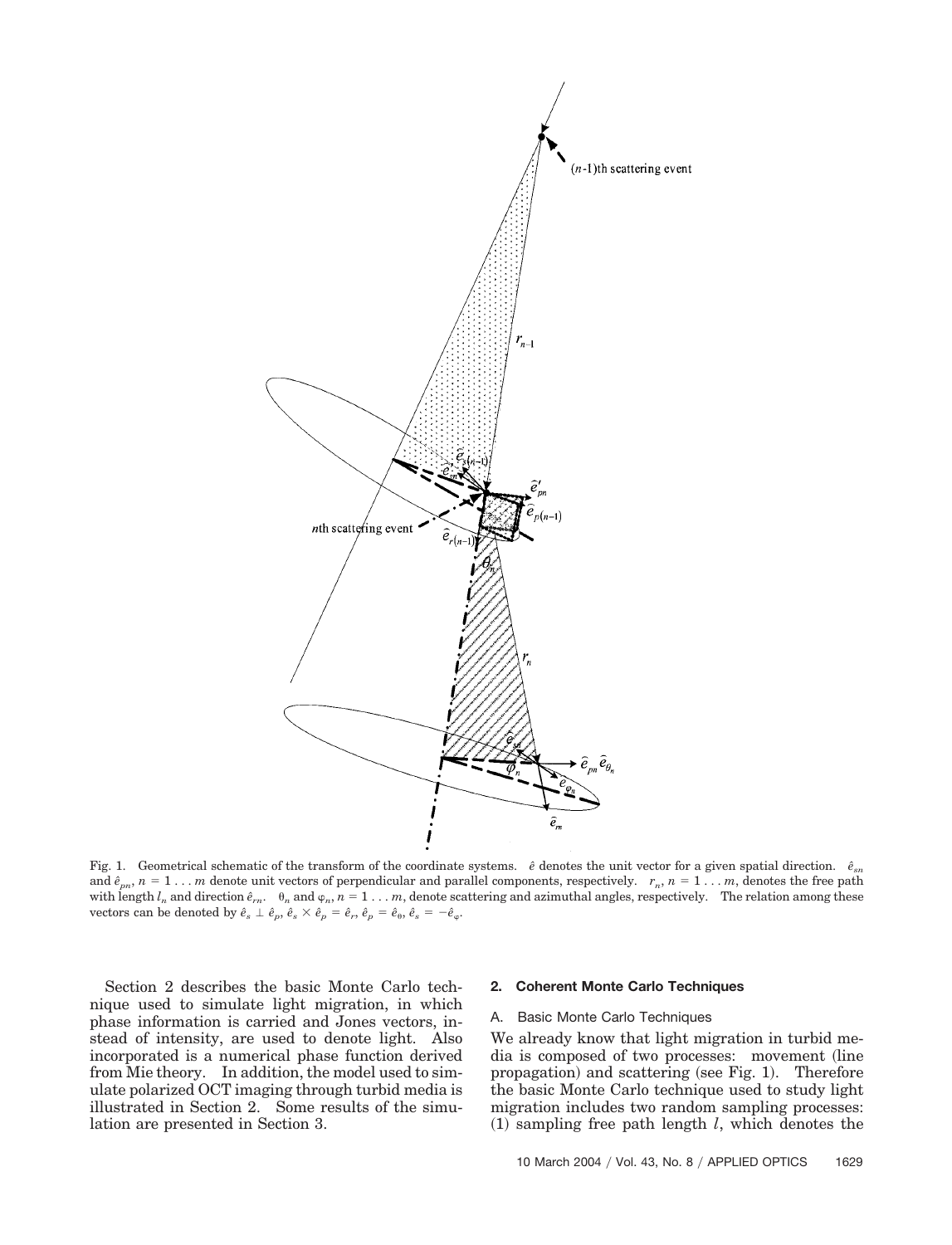Fig. 1. Geometrical schematic of the transform of the coordinate systems. $\hat{e}$ denotes the unit vector for a given spatial direction. $\hat{e}_{sn}$ and $\hat{e}_{pn}$, $n = 1 \ldots m$ denote unit vectors of perpendicular and parallel components, respectively. $r_n$, $n = 1 \ldots m$, denotes the free path with length $l_n$ and direction $\hat{e}_{rn}$. $\theta_n$ and $\varphi_n$, $n = 1 \ldots m$, denote scattering and azimuthal angles, respectively. The relation among these vectors can be denoted by $\hat{e}_s \perp \hat{e}_p$, $\hat{e}_s \times \hat{e}_p = \hat{e}_r$, $\hat{e}_p = \hat{e}_\theta$, $\hat{e}_s = -\hat{e}_\varphi$.

Section 2 describes the basic Monte Carlo technique used to simulate light migration, in which phase information is carried and Jones vectors, instead of intensity, are used to denote light. Also incorporated is a numerical phase function derived from Mie theory. In addition, the model used to simulate polarized OCT imaging through turbid media is illustrated in Section 2. Some results of the simulation are presented in Section 3.

## 2. Coherent Monte Carlo Techniques

### A. Basic Monte Carlo Techniques

We already know that light migration in turbid media is composed of two processes: movement (line propagation) and scattering (see Fig. 1). Therefore the basic Monte Carlo technique used to study light migration includes two random sampling processes: (1) sampling free path length $l$, which denotes the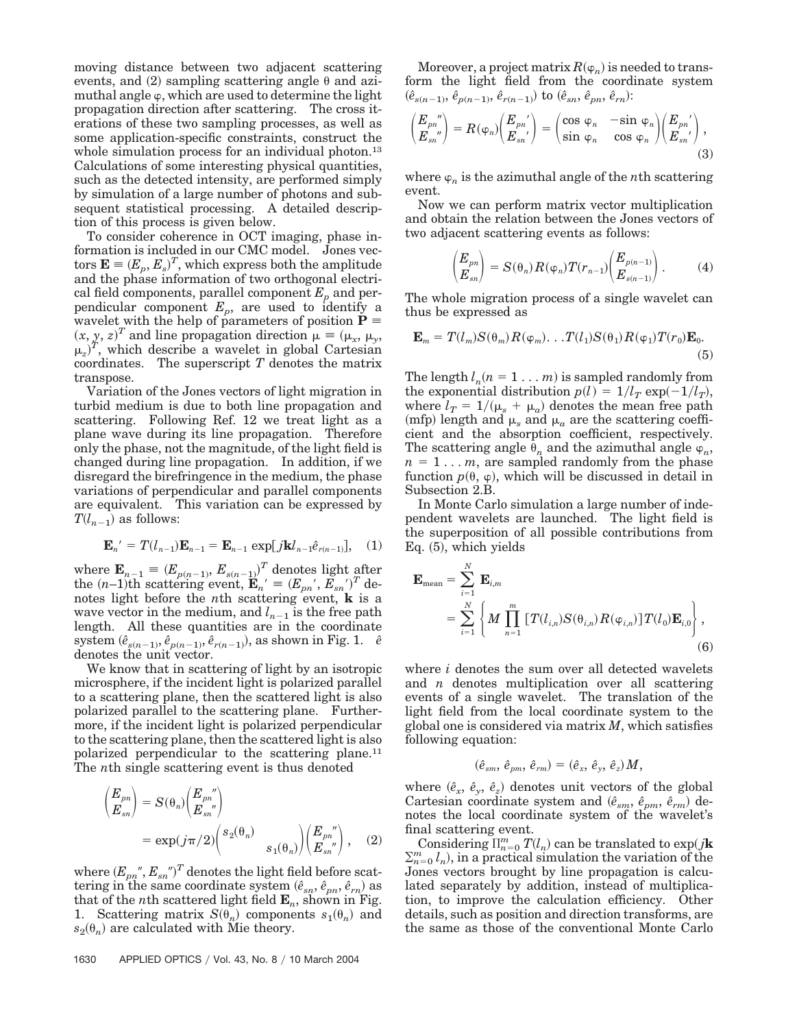moving distance between two adjacent scattering events, and (2) sampling scattering angle $\theta$ and azimuthal angle $\varphi$, which are used to determine the light propagation direction after scattering. The cross iterations of these two sampling processes, as well as some application-specific constraints, construct the whole simulation process for an individual photon.[13] Calculations of some interesting physical quantities, such as the detected intensity, are performed simply by simulation of a large number of photons and subsequent statistical processing. A detailed description of this process is given below.

To consider coherence in OCT imaging, phase information is included in our CMC model. Jones vectors $\mathbf{E} \equiv (E_p, E_s)^T$, which express both the amplitude and the phase information of two orthogonal electrical field components, parallel component $E_p$ and perpendicular component $E_p$, are used to identify a wavelet with the help of parameters of position $\mathbf{P} \equiv (x, y, z)^T$ and line propagation direction $\mu \equiv (\mu_x, \mu_y, \mu_z)^T$, which describe a wavelet in global Cartesian coordinates. The superscript $T$ denotes the matrix transpose.

Variation of the Jones vectors of light migration in turbid medium is due to both line propagation and scattering. Following Ref. 12 we treat light as a plane wave during its line propagation. Therefore only the phase, not the magnitude, of the light field is changed during line propagation. In addition, if we disregard the birefringence in the medium, the phase variations of perpendicular and parallel components are equivalent. This variation can be expressed by $T(l_{n-1})$ as follows:

$$\mathbf{E}_n' = T(l_{n-1})\mathbf{E}_{n-1} = \mathbf{E}_{n-1} \exp[j\mathbf{k}l_{n-1}\hat{e}_{r(n-1)}], \quad (1)$$

where $\mathbf{E}_{n-1} \equiv (E_{p(n-1)}, E_{s(n-1)})^T$ denotes light after the $(n-1)$th scattering event, $\mathbf{E}_n' \equiv (E_{pn}', E_{sn}')^T$ denotes light before the $n$th scattering event, $\mathbf{k}$ is a wave vector in the medium, and $l_{n-1}$ is the free path length. All these quantities are in the coordinate system $(\hat{e}_{s(n-1)}, \hat{e}_{p(n-1)}, \hat{e}_{r(n-1)})$, as shown in Fig. 1. $\hat{e}$ denotes the unit vector.

We know that in scattering of light by an isotropic microsphere, if the incident light is polarized parallel to a scattering plane, then the scattered light is also polarized parallel to the scattering plane. Furthermore, if the incident light is polarized perpendicular to the scattering plane, then the scattered light is also polarized perpendicular to the scattering plane.[11] The $n$th single scattering event is thus denoted

$$\begin{pmatrix} E_{pn} \\ E_{sn} \end{pmatrix} = S(\theta_n)\begin{pmatrix} E_{pn}'' \\ E_{sn}'' \end{pmatrix} = \exp(j\pi/2)\begin{pmatrix} s_2(\theta_n) & \\ & s_1(\theta_n) \end{pmatrix}\begin{pmatrix} E_{pn}'' \\ E_{sn}'' \end{pmatrix}, \quad (2)$$

where $(E_{pn}'', E_{sn}'')^T$ denotes the light field before scattering in the same coordinate system $(\hat{e}_{sn}, \hat{e}_{pn}, \hat{e}_{rn})$ as that of the $n$th scattered light field $\mathbf{E}_n$, shown in Fig. 1. Scattering matrix $S(\theta_n)$ components $s_1(\theta_n)$ and $s_2(\theta_n)$ are calculated with Mie theory.

Moreover, a project matrix $R(\varphi_n)$ is needed to transform the light field from the coordinate system $(\hat{e}_{s(n-1)}, \hat{e}_{p(n-1)}, \hat{e}_{r(n-1)})$ to $(\hat{e}_{sn}, \hat{e}_{pn}, \hat{e}_{rn})$:

$$\begin{pmatrix} E_{pn}'' \\ E_{sn}'' \end{pmatrix} = R(\varphi_n)\begin{pmatrix} E_{pn}' \\ E_{sn}' \end{pmatrix} = \begin{pmatrix} \cos\varphi_n & -\sin\varphi_n \\ \sin\varphi_n & \cos\varphi_n \end{pmatrix}\begin{pmatrix} E_{pn}' \\ E_{sn}' \end{pmatrix}, \quad (3)$$

where $\varphi_n$ is the azimuthal angle of the $n$th scattering event.

Now we can perform matrix vector multiplication and obtain the relation between the Jones vectors of two adjacent scattering events as follows:

$$\begin{pmatrix} E_{pn} \\ E_{sn} \end{pmatrix} = S(\theta_n)R(\varphi_n)T(r_{n-1})\begin{pmatrix} E_{p(n-1)} \\ E_{s(n-1)} \end{pmatrix}. \quad (4)$$

The whole migration process of a single wavelet can thus be expressed as

$$\mathbf{E}_m = T(l_m)S(\theta_m)R(\varphi_m)\ldots T(l_1)S(\theta_1)R(\varphi_1)T(r_0)\mathbf{E}_0. \quad (5)$$

The length $l_n (n = 1 \ldots m)$ is sampled randomly from the exponential distribution $p(l) = 1/l_T \exp(-1/l_T)$, where $l_T = 1/(\mu_s + \mu_a)$ denotes the mean free path (mfp) length and $\mu_s$ and $\mu_a$ are the scattering coefficient and the absorption coefficient, respectively. The scattering angle $\theta_n$ and the azimuthal angle $\varphi_n$, $n = 1 \ldots m$, are sampled randomly from the phase function $p(\theta, \varphi)$, which will be discussed in detail in Subsection 2.B.

In Monte Carlo simulation a large number of independent wavelets are launched. The light field is the superposition of all possible contributions from Eq. (5), which yields

$$\mathbf{E}_{\text{mean}} = \sum_{i=1}^{N} \mathbf{E}_{i,m} = \sum_{i=1}^{N} \left\{ M \prod_{n=1}^{m} [T(l_{i,n})S(\theta_{i,n})R(\varphi_{i,n})]T(l_0)\mathbf{E}_{i,0} \right\}, \quad (6)$$

where $i$ denotes the sum over all detected wavelets and $n$ denotes multiplication over all scattering events of a single wavelet. The translation of the light field from the local coordinate system to the global one is considered via matrix $M$, which satisfies following equation:

$$(\hat{e}_{sm}, \hat{e}_{pm}, \hat{e}_{rm}) = (\hat{e}_x, \hat{e}_y, \hat{e}_z)M,$$

where $(\hat{e}_x, \hat{e}_y, \hat{e}_z)$ denotes unit vectors of the global Cartesian coordinate system and $(\hat{e}_{sm}, \hat{e}_{pm}, \hat{e}_{rm})$ denotes the local coordinate system of the wavelet's final scattering event.

Considering $\prod_{n=0}^{m} T(l_n)$ can be translated to $\exp(j\mathbf{k} \sum_{n=0}^{m} l_n)$, in a practical simulation the variation of the Jones vectors brought by line propagation is calculated separately by addition, instead of multiplication, to improve the calculation efficiency. Other details, such as position and direction transforms, are the same as those of the conventional Monte Carlo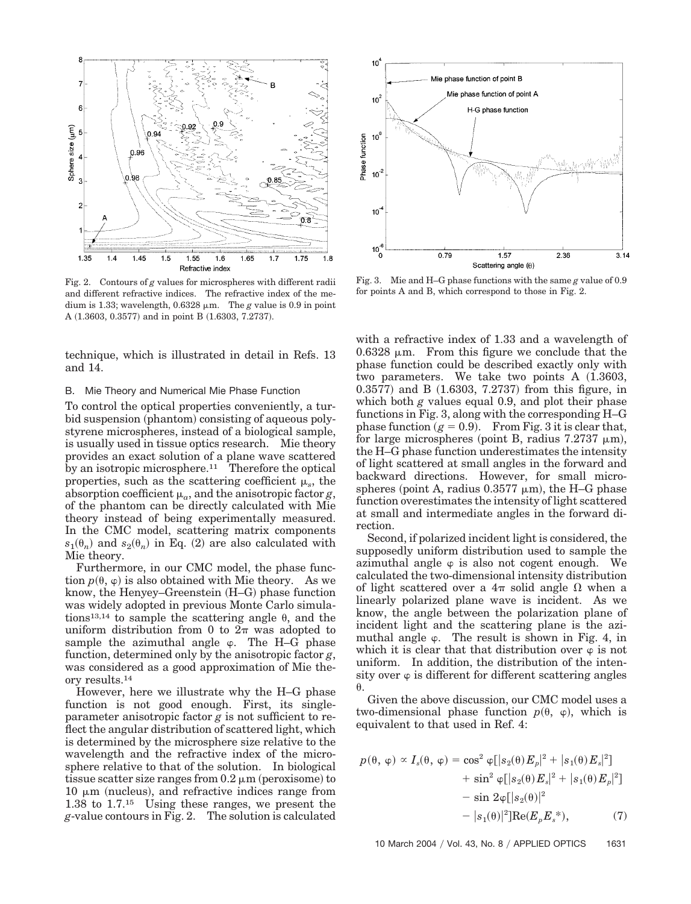Fig. 2. Contours of $g$ values for microspheres with different radii and different refractive indices. The refractive index of the medium is 1.33; wavelength, 0.6328 μm. The $g$ value is 0.9 in point A (1.3603, 0.3577) and in point B (1.6303, 7.2737).

Fig. 3. Mie and H–G phase functions with the same $g$ value of 0.9 for points A and B, which correspond to those in Fig. 2.

technique, which is illustrated in detail in Refs. 13 and 14.

### B. Mie Theory and Numerical Mie Phase Function

To control the optical properties conveniently, a turbid suspension (phantom) consisting of aqueous polystyrene microspheres, instead of a biological sample, is usually used in tissue optics research. Mie theory provides an exact solution of a plane wave scattered by an isotropic microsphere.[11] Therefore the optical properties, such as the scattering coefficient $\mu_s$, the absorption coefficient $\mu_a$, and the anisotropic factor $g$, of the phantom can be directly calculated with Mie theory instead of being experimentally measured. In the CMC model, scattering matrix components $s_1(\theta_n)$ and $s_2(\theta_n)$ in Eq. (2) are also calculated with Mie theory.

Furthermore, in our CMC model, the phase function $p(\theta, \varphi)$ is also obtained with Mie theory. As we know, the Henyey–Greenstein (H–G) phase function was widely adopted in previous Monte Carlo simulations[13,14] to sample the scattering angle $\theta$, and the uniform distribution from 0 to $2\pi$ was adopted to sample the azimuthal angle $\varphi$. The H–G phase function, determined only by the anisotropic factor $g$, was considered as a good approximation of Mie theory results.[14]

However, here we illustrate why the H–G phase function is not good enough. First, its single-parameter anisotropic factor $g$ is not sufficient to reflect the angular distribution of scattered light, which is determined by the microsphere size relative to the wavelength and the refractive index of the microsphere relative to that of the solution. In biological tissue scatter size ranges from 0.2 μm (peroxisome) to 10 μm (nucleus), and refractive indices range from 1.38 to 1.7.[15] Using these ranges, we present the $g$-value contours in Fig. 2. The solution is calculated with a refractive index of 1.33 and a wavelength of 0.6328 μm. From this figure we conclude that the phase function could be described exactly only with two parameters. We take two points A (1.3603, 0.3577) and B (1.6303, 7.2737) from this figure, in which both $g$ values equal 0.9, and plot their phase functions in Fig. 3, along with the corresponding H–G phase function ($g = 0.9$). From Fig. 3 it is clear that, for large microspheres (point B, radius 7.2737 μm), the H–G phase function underestimates the intensity of light scattered at small angles in the forward and backward directions. However, for small microspheres (point A, radius 0.3577 μm), the H–G phase function overestimates the intensity of light scattered at small and intermediate angles in the forward direction.

Second, if polarized incident light is considered, the supposedly uniform distribution used to sample the azimuthal angle $\varphi$ is also not cogent enough. We calculated the two-dimensional intensity distribution of light scattered over a $4\pi$ solid angle $\Omega$ when a linearly polarized plane wave is incident. As we know, the angle between the polarization plane of incident light and the scattering plane is the azimuthal angle $\varphi$. The result is shown in Fig. 4, in which it is clear that that distribution over $\varphi$ is not uniform. In addition, the distribution of the intensity over $\varphi$ is different for different scattering angles $\theta$.

Given the above discussion, our CMC model uses a two-dimensional phase function $p(\theta, \varphi)$, which is equivalent to that used in Ref. 4:

$$
\begin{aligned}
p(\theta, \varphi) \propto I_s(\theta, \varphi) = {} & \cos^2 \varphi[|s_2(\theta)E_p|^2 + |s_1(\theta)E_s|^2] \\
& + \sin^2 \varphi[|s_2(\theta)E_s|^2 + |s_1(\theta)E_p|^2] \\
& - \sin 2\varphi[|s_2(\theta)|^2 \\
& - |s_1(\theta)|^2]\mathrm{Re}(E_p E_s{}^*),
\end{aligned} \tag{7}
$$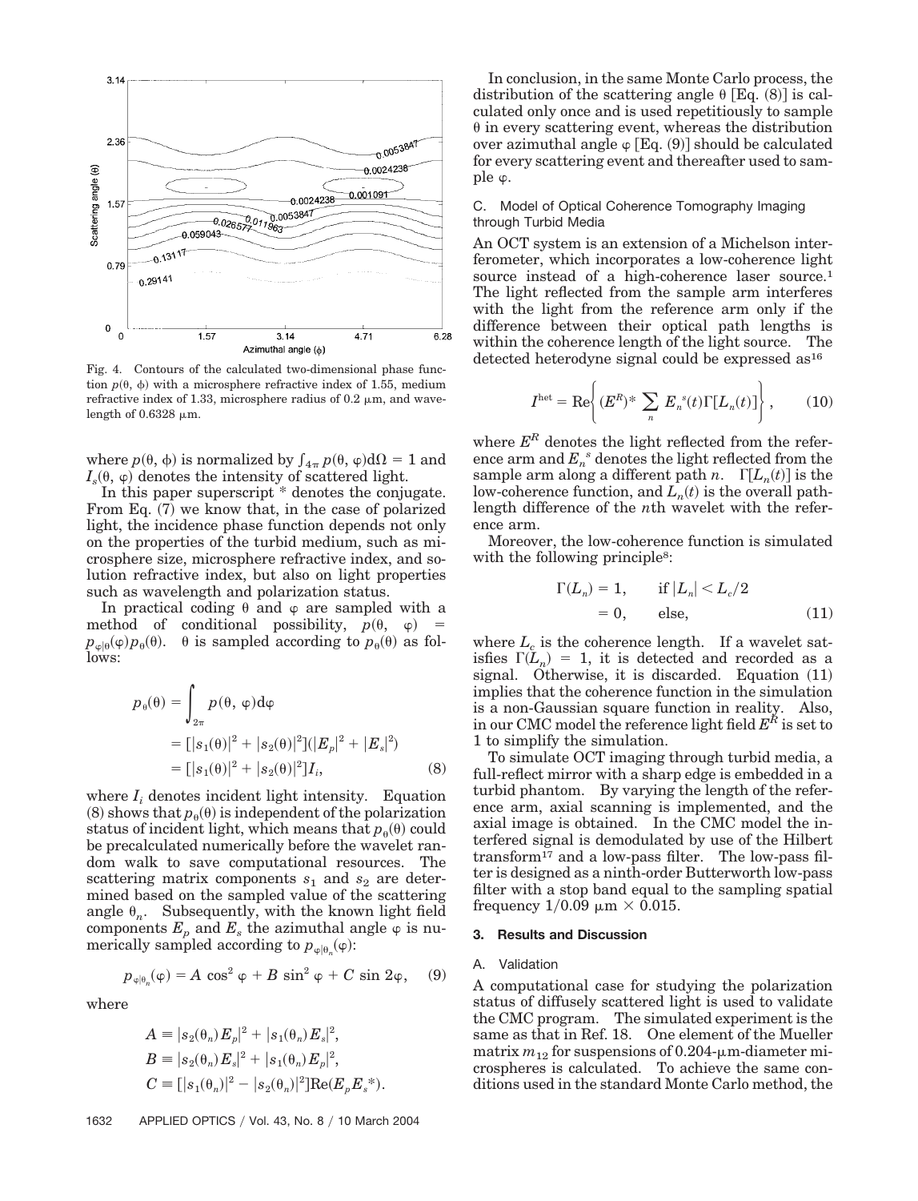Fig. 4. Contours of the calculated two-dimensional phase function $p(\theta, \phi)$ with a microsphere refractive index of 1.55, medium refractive index of 1.33, microsphere radius of 0.2 μm, and wavelength of 0.6328 μm.

where $p(\theta, \phi)$ is normalized by $\int_{4\pi} p(\theta, \varphi)\mathrm{d}\Omega = 1$ and $I_s(\theta, \varphi)$ denotes the intensity of scattered light.

In this paper superscript * denotes the conjugate. From Eq. (7) we know that, in the case of polarized light, the incidence phase function depends not only on the properties of the turbid medium, such as microsphere size, microsphere refractive index, and solution refractive index, but also on light properties such as wavelength and polarization status.

In practical coding $\theta$ and $\varphi$ are sampled with a method of conditional possibility, $p(\theta, \varphi) = p_{\varphi|\theta}(\varphi)p_\theta(\theta)$. $\theta$ is sampled according to $p_\theta(\theta)$ as follows:

$$
\begin{aligned}
p_\theta(\theta) &= \int_{2\pi} p(\theta, \varphi)\mathrm{d}\varphi \\
&= [|s_1(\theta)|^2 + |s_2(\theta)|^2](|E_p|^2 + |E_s|^2) \\
&= [|s_1(\theta)|^2 + |s_2(\theta)|^2]I_i, \qquad (8)
\end{aligned}
$$

where $I_i$ denotes incident light intensity. Equation (8) shows that $p_\theta(\theta)$ is independent of the polarization status of incident light, which means that $p_\theta(\theta)$ could be precalculated numerically before the wavelet random walk to save computational resources. The scattering matrix components $s_1$ and $s_2$ are determined based on the sampled value of the scattering angle $\theta_n$. Subsequently, with the known light field components $E_p$ and $E_s$ the azimuthal angle $\varphi$ is numerically sampled according to $p_{\varphi|\theta_n}(\varphi)$:

$$
p_{\varphi|\theta_n}(\varphi) = A\cos^2\varphi + B\sin^2\varphi + C\sin 2\varphi, \qquad (9)
$$

where

$$
\begin{aligned}
A &\equiv |s_2(\theta_n)E_p|^2 + |s_1(\theta_n)E_s|^2, \\
B &\equiv |s_2(\theta_n)E_s|^2 + |s_1(\theta_n)E_p|^2, \\
C &\equiv [|s_1(\theta_n)|^2 - |s_2(\theta_n)|^2]\mathrm{Re}(E_pE_s^*).
\end{aligned}
$$

In conclusion, in the same Monte Carlo process, the distribution of the scattering angle $\theta$ [Eq. (8)] is calculated only once and is used repetitiously to sample $\theta$ in every scattering event, whereas the distribution over azimuthal angle $\varphi$ [Eq. (9)] should be calculated for every scattering event and thereafter used to sample $\varphi$.

### C. Model of Optical Coherence Tomography Imaging through Turbid Media

An OCT system is an extension of a Michelson interferometer, which incorporates a low-coherence light source instead of a high-coherence laser source.[1] The light reflected from the sample arm interferes with the light from the reference arm only if the difference between their optical path lengths is within the coherence length of the light source. The detected heterodyne signal could be expressed as[16]

$$
I^{\mathrm{het}} = \mathrm{Re}\left\{(E^R)^* \sum_n E_n^{\,s}(t)\Gamma[L_n(t)]\right\}, \qquad (10)
$$

where $E^R$ denotes the light reflected from the reference arm and $E_n^{\,s}$ denotes the light reflected from the sample arm along a different path $n$. $\Gamma[L_n(t)]$ is the low-coherence function, and $L_n(t)$ is the overall path-length difference of the $n$th wavelet with the reference arm.

Moreover, the low-coherence function is simulated with the following principle[8]:

$$
\begin{aligned}
\Gamma(L_n) &= 1, \qquad \text{if } |L_n| < L_c/2 \\
&= 0, \qquad \text{else}, \qquad (11)
\end{aligned}
$$

where $L_c$ is the coherence length. If a wavelet satisfies $\Gamma(L_n) = 1$, it is detected and recorded as a signal. Otherwise, it is discarded. Equation (11) implies that the coherence function in the simulation is a non-Gaussian square function in reality. Also, in our CMC model the reference light field $E^R$ is set to 1 to simplify the simulation.

To simulate OCT imaging through turbid media, a full-reflect mirror with a sharp edge is embedded in a turbid phantom. By varying the length of the reference arm, axial scanning is implemented, and the axial image is obtained. In the CMC model the interfered signal is demodulated by use of the Hilbert transform[17] and a low-pass filter. The low-pass filter is designed as a ninth-order Butterworth low-pass filter with a stop band equal to the sampling spatial frequency $1/0.09\ \mu\mathrm{m} \times 0.015$.

## 3. Results and Discussion

### A. Validation

A computational case for studying the polarization status of diffusely scattered light is used to validate the CMC program. The simulated experiment is the same as that in Ref. 18. One element of the Mueller matrix $m_{12}$ for suspensions of 0.204-μm-diameter microspheres is calculated. To achieve the same conditions used in the standard Monte Carlo method, the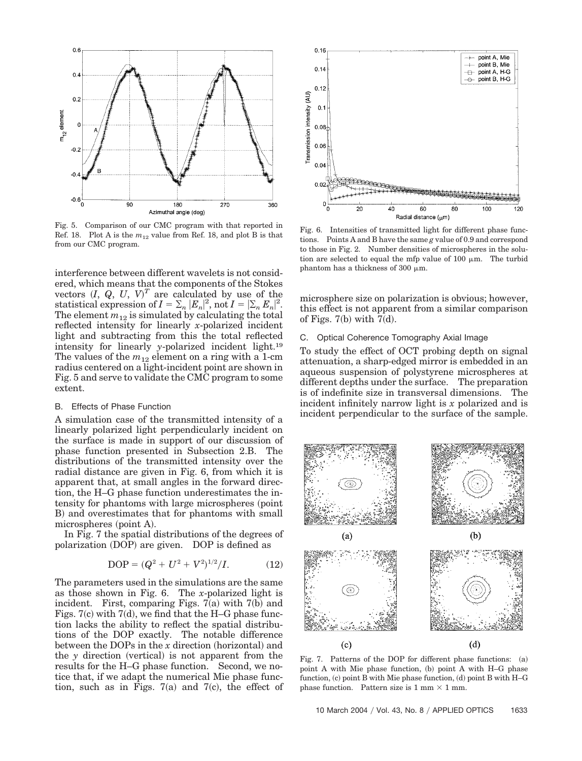Fig. 5. Comparison of our CMC program with that reported in Ref. 18. Plot A is the $m_{12}$ value from Ref. 18, and plot B is that from our CMC program.

interference between different wavelets is not considered, which means that the components of the Stokes vectors $(I, Q, U, V)^T$ are calculated by use of the statistical expression of $I = \sum_n |E_n|^2$, not $I = |\sum_n E_n|^2$. The element $m_{12}$ is simulated by calculating the total reflected intensity for linearly $x$-polarized incident light and subtracting from this the total reflected intensity for linearly $y$-polarized incident light.[19] The values of the $m_{12}$ element on a ring with a 1-cm radius centered on a light-incident point are shown in Fig. 5 and serve to validate the CMC program to some extent.

### B. Effects of Phase Function

A simulation case of the transmitted intensity of a linearly polarized light perpendicularly incident on the surface is made in support of our discussion of phase function presented in Subsection 2.B. The distributions of the transmitted intensity over the radial distance are given in Fig. 6, from which it is apparent that, at small angles in the forward direction, the H–G phase function underestimates the intensity for phantoms with large microspheres (point B) and overestimates that for phantoms with small microspheres (point A).

In Fig. 7 the spatial distributions of the degrees of polarization (DOP) are given. DOP is defined as

$$\text{DOP} = (Q^2 + U^2 + V^2)^{1/2}/I. \tag{12}$$

The parameters used in the simulations are the same as those shown in Fig. 6. The $x$-polarized light is incident. First, comparing Figs. 7(a) with 7(b) and Figs. 7(c) with 7(d), we find that the H–G phase function lacks the ability to reflect the spatial distributions of the DOP exactly. The notable difference between the DOPs in the $x$ direction (horizontal) and the $y$ direction (vertical) is not apparent from the results for the H–G phase function. Second, we notice that, if we adapt the numerical Mie phase function, such as in Figs. 7(a) and 7(c), the effect of microsphere size on polarization is obvious; however, this effect is not apparent from a similar comparison of Figs. 7(b) with 7(d).

Fig. 6. Intensities of transmitted light for different phase functions. Points A and B have the same $g$ value of 0.9 and correspond to those in Fig. 2. Number densities of microspheres in the solution are selected to equal the mfp value of 100 μm. The turbid phantom has a thickness of 300 μm.

### C. Optical Coherence Tomography Axial Image

To study the effect of OCT probing depth on signal attenuation, a sharp-edged mirror is embedded in an aqueous suspension of polystyrene microspheres at different depths under the surface. The preparation is of indefinite size in transversal dimensions. The incident infinitely narrow light is $x$ polarized and is incident perpendicular to the surface of the sample.

Fig. 7. Patterns of the DOP for different phase functions: (a) point A with Mie phase function, (b) point A with H–G phase function, (c) point B with Mie phase function, (d) point B with H–G phase function. Pattern size is 1 mm × 1 mm.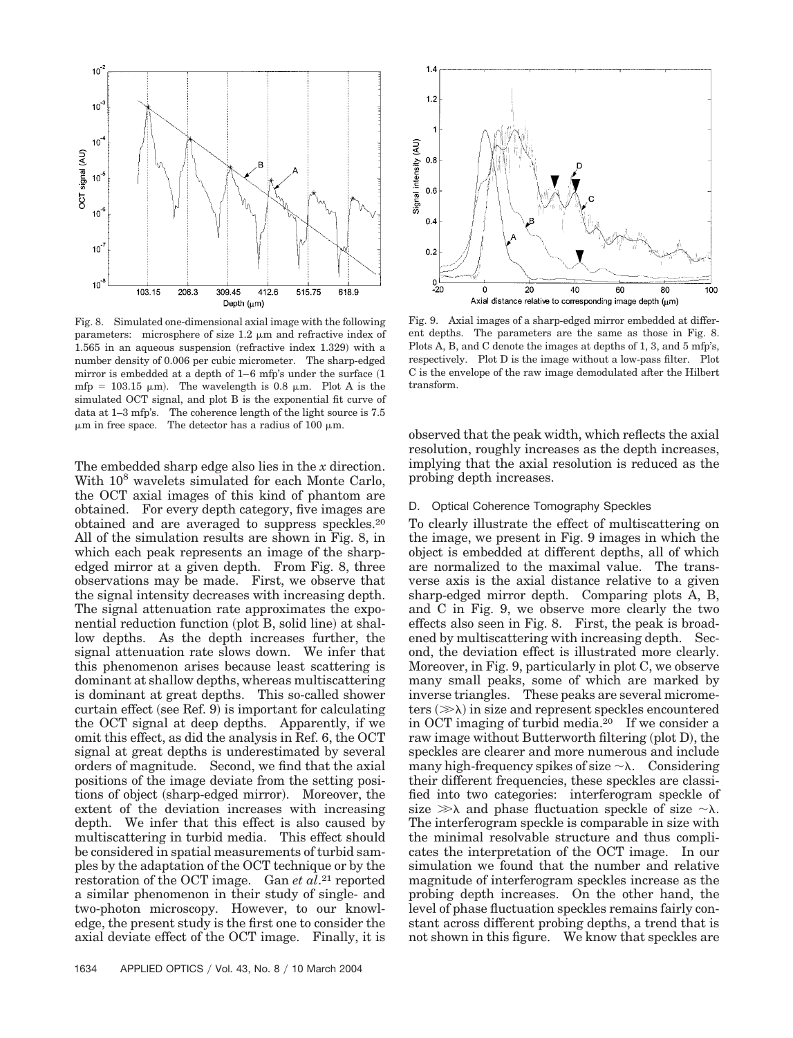Fig. 8. Simulated one-dimensional axial image with the following parameters: microsphere of size 1.2 μm and refractive index of 1.565 in an aqueous suspension (refractive index 1.329) with a number density of 0.006 per cubic micrometer. The sharp-edged mirror is embedded at a depth of 1–6 mfp's under the surface (1 mfp = 103.15 μm). The wavelength is 0.8 μm. Plot A is the simulated OCT signal, and plot B is the exponential fit curve of data at 1–3 mfp's. The coherence length of the light source is 7.5 μm in free space. The detector has a radius of 100 μm.

Fig. 9. Axial images of a sharp-edged mirror embedded at different depths. The parameters are the same as those in Fig. 8. Plots A, B, and C denote the images at depths of 1, 3, and 5 mfp's, respectively. Plot D is the image without a low-pass filter. Plot C is the envelope of the raw image demodulated after the Hilbert transform.

The embedded sharp edge also lies in the *x* direction. With $10^8$ wavelets simulated for each Monte Carlo, the OCT axial images of this kind of phantom are obtained. For every depth category, five images are obtained and are averaged to suppress speckles.[20] All of the simulation results are shown in Fig. 8, in which each peak represents an image of the sharp-edged mirror at a given depth. From Fig. 8, three observations may be made. First, we observe that the signal intensity decreases with increasing depth. The signal attenuation rate approximates the exponential reduction function (plot B, solid line) at shallow depths. As the depth increases further, the signal attenuation rate slows down. We infer that this phenomenon arises because least scattering is dominant at shallow depths, whereas multiscattering is dominant at great depths. This so-called shower curtain effect (see Ref. 9) is important for calculating the OCT signal at deep depths. Apparently, if we omit this effect, as did the analysis in Ref. 6, the OCT signal at great depths is underestimated by several orders of magnitude. Second, we find that the axial positions of the image deviate from the setting positions of object (sharp-edged mirror). Moreover, the extent of the deviation increases with increasing depth. We infer that this effect is also caused by multiscattering in turbid media. This effect should be considered in spatial measurements of turbid samples by the adaptation of the OCT technique or by the restoration of the OCT image. Gan *et al*.[21] reported a similar phenomenon in their study of single- and two-photon microscopy. However, to our knowledge, the present study is the first one to consider the axial deviate effect of the OCT image. Finally, it is observed that the peak width, which reflects the axial resolution, roughly increases as the depth increases, implying that the axial resolution is reduced as the probing depth increases.

### D. Optical Coherence Tomography Speckles

To clearly illustrate the effect of multiscattering on the image, we present in Fig. 9 images in which the object is embedded at different depths, all of which are normalized to the maximal value. The transverse axis is the axial distance relative to a given sharp-edged mirror depth. Comparing plots A, B, and C in Fig. 9, we observe more clearly the two effects also seen in Fig. 8. First, the peak is broadened by multiscattering with increasing depth. Second, the deviation effect is illustrated more clearly. Moreover, in Fig. 9, particularly in plot C, we observe many small peaks, some of which are marked by inverse triangles. These peaks are several micrometers ($\gg\lambda$) in size and represent speckles encountered in OCT imaging of turbid media.[20] If we consider a raw image without Butterworth filtering (plot D), the speckles are clearer and more numerous and include many high-frequency spikes of size $\sim\lambda$. Considering their different frequencies, these speckles are classified into two categories: interferogram speckle of size $\gg\lambda$ and phase fluctuation speckle of size $\sim\lambda$. The interferogram speckle is comparable in size with the minimal resolvable structure and thus complicates the interpretation of the OCT image. In our simulation we found that the number and relative magnitude of interferogram speckles increase as the probing depth increases. On the other hand, the level of phase fluctuation speckles remains fairly constant across different probing depths, a trend that is not shown in this figure. We know that speckles are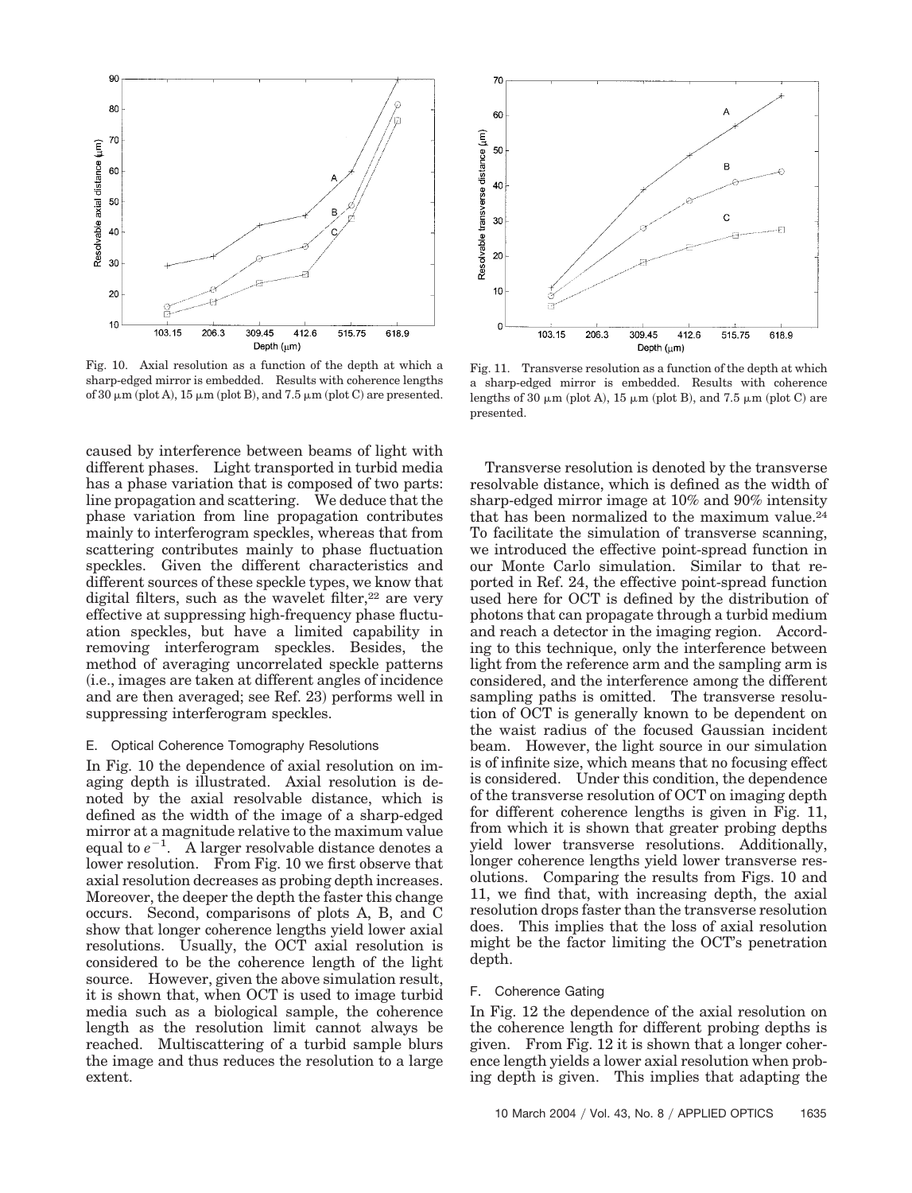Fig. 10. Axial resolution as a function of the depth at which a sharp-edged mirror is embedded. Results with coherence lengths of 30 μm (plot A), 15 μm (plot B), and 7.5 μm (plot C) are presented.

Fig. 11. Transverse resolution as a function of the depth at which a sharp-edged mirror is embedded. Results with coherence lengths of 30 μm (plot A), 15 μm (plot B), and 7.5 μm (plot C) are presented.

caused by interference between beams of light with different phases. Light transported in turbid media has a phase variation that is composed of two parts: line propagation and scattering. We deduce that the phase variation from line propagation contributes mainly to interferogram speckles, whereas that from scattering contributes mainly to phase fluctuation speckles. Given the different characteristics and different sources of these speckle types, we know that digital filters, such as the wavelet filter,[22] are very effective at suppressing high-frequency phase fluctuation speckles, but have a limited capability in removing interferogram speckles. Besides, the method of averaging uncorrelated speckle patterns (i.e., images are taken at different angles of incidence and are then averaged; see Ref. 23) performs well in suppressing interferogram speckles.

### E. Optical Coherence Tomography Resolutions

In Fig. 10 the dependence of axial resolution on imaging depth is illustrated. Axial resolution is denoted by the axial resolvable distance, which is defined as the width of the image of a sharp-edged mirror at a magnitude relative to the maximum value equal to $e^{-1}$. A larger resolvable distance denotes a lower resolution. From Fig. 10 we first observe that axial resolution decreases as probing depth increases. Moreover, the deeper the depth the faster this change occurs. Second, comparisons of plots A, B, and C show that longer coherence lengths yield lower axial resolutions. Usually, the OCT axial resolution is considered to be the coherence length of the light source. However, given the above simulation result, it is shown that, when OCT is used to image turbid media such as a biological sample, the coherence length as the resolution limit cannot always be reached. Multiscattering of a turbid sample blurs the image and thus reduces the resolution to a large extent.

Transverse resolution is denoted by the transverse resolvable distance, which is defined as the width of sharp-edged mirror image at 10% and 90% intensity that has been normalized to the maximum value.[24] To facilitate the simulation of transverse scanning, we introduced the effective point-spread function in our Monte Carlo simulation. Similar to that reported in Ref. 24, the effective point-spread function used here for OCT is defined by the distribution of photons that can propagate through a turbid medium and reach a detector in the imaging region. According to this technique, only the interference between light from the reference arm and the sampling arm is considered, and the interference among the different sampling paths is omitted. The transverse resolution of OCT is generally known to be dependent on the waist radius of the focused Gaussian incident beam. However, the light source in our simulation is of infinite size, which means that no focusing effect is considered. Under this condition, the dependence of the transverse resolution of OCT on imaging depth for different coherence lengths is given in Fig. 11, from which it is shown that greater probing depths yield lower transverse resolutions. Additionally, longer coherence lengths yield lower transverse resolutions. Comparing the results from Figs. 10 and 11, we find that, with increasing depth, the axial resolution drops faster than the transverse resolution does. This implies that the loss of axial resolution might be the factor limiting the OCT's penetration depth.

### F. Coherence Gating

In Fig. 12 the dependence of the axial resolution on the coherence length for different probing depths is given. From Fig. 12 it is shown that a longer coherence length yields a lower axial resolution when probing depth is given. This implies that adapting the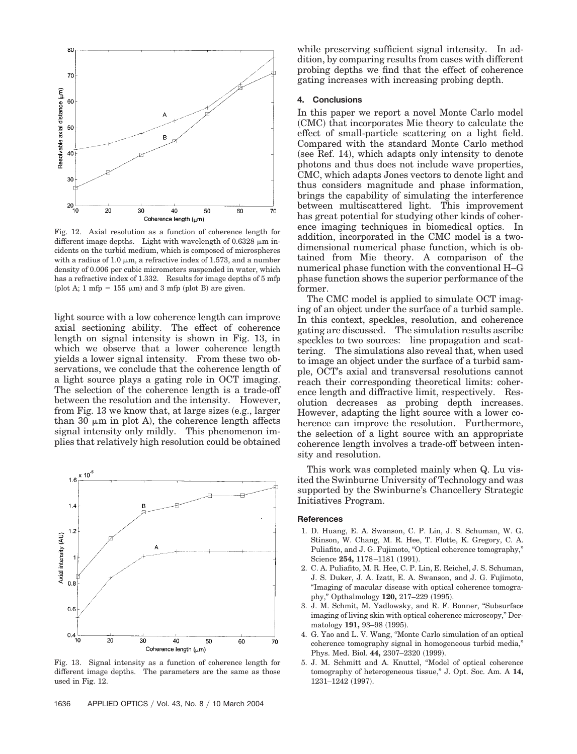Fig. 12. Axial resolution as a function of coherence length for different image depths. Light with wavelength of 0.6328 μm incidents on the turbid medium, which is composed of microspheres with a radius of 1.0 μm, a refractive index of 1.573, and a number density of 0.006 per cubic micrometers suspended in water, which has a refractive index of 1.332. Results for image depths of 5 mfp (plot A; 1 mfp = 155 μm) and 3 mfp (plot B) are given.

light source with a low coherence length can improve axial sectioning ability. The effect of coherence length on signal intensity is shown in Fig. 13, in which we observe that a lower coherence length yields a lower signal intensity. From these two observations, we conclude that the coherence length of a light source plays a gating role in OCT imaging. The selection of the coherence length is a trade-off between the resolution and the intensity. However, from Fig. 13 we know that, at large sizes (e.g., larger than 30 μm in plot A), the coherence length affects signal intensity only mildly. This phenomenon implies that relatively high resolution could be obtained while preserving sufficient signal intensity. In addition, by comparing results from cases with different probing depths we find that the effect of coherence gating increases with increasing probing depth.

Fig. 13. Signal intensity as a function of coherence length for different image depths. The parameters are the same as those used in Fig. 12.

## 4. Conclusions

In this paper we report a novel Monte Carlo model (CMC) that incorporates Mie theory to calculate the effect of small-particle scattering on a light field. Compared with the standard Monte Carlo method (see Ref. 14), which adapts only intensity to denote photons and thus does not include wave properties, CMC, which adapts Jones vectors to denote light and thus considers magnitude and phase information, brings the capability of simulating the interference between multiscattered light. This improvement has great potential for studying other kinds of coherence imaging techniques in biomedical optics. In addition, incorporated in the CMC model is a two-dimensional numerical phase function, which is obtained from Mie theory. A comparison of the numerical phase function with the conventional H–G phase function shows the superior performance of the former.

The CMC model is applied to simulate OCT imaging of an object under the surface of a turbid sample. In this context, speckles, resolution, and coherence gating are discussed. The simulation results ascribe speckles to two sources: line propagation and scattering. The simulations also reveal that, when used to image an object under the surface of a turbid sample, OCT's axial and transversal resolutions cannot reach their corresponding theoretical limits: coherence length and diffractive limit, respectively. Resolution decreases as probing depth increases. However, adapting the light source with a lower coherence can improve the resolution. Furthermore, the selection of a light source with an appropriate coherence length involves a trade-off between intensity and resolution.

This work was completed mainly when Q. Lu visited the Swinburne University of Technology and was supported by the Swinburne's Chancellery Strategic Initiatives Program.

### References

1. D. Huang, E. A. Swanson, C. P. Lin, J. S. Schuman, W. G. Stinson, W. Chang, M. R. Hee, T. Flotte, K. Gregory, C. A. Puliafito, and J. G. Fujimoto, "Optical coherence tomography," Science **254,** 1178–1181 (1991).
2. C. A. Puliafito, M. R. Hee, C. P. Lin, E. Reichel, J. S. Schuman, J. S. Duker, J. A. Izatt, E. A. Swanson, and J. G. Fujimoto, "Imaging of macular disease with optical coherence tomography," Opthalmology **120,** 217–229 (1995).
3. J. M. Schmit, M. Yadlowsky, and R. F. Bonner, "Subsurface imaging of living skin with optical coherence microscopy," Dermatology **191,** 93–98 (1995).
4. G. Yao and L. V. Wang, "Monte Carlo simulation of an optical coherence tomography signal in homogeneous turbid media," Phys. Med. Biol. **44,** 2307–2320 (1999).
5. J. M. Schmitt and A. Knuttel, "Model of optical coherence tomography of heterogeneous tissue," J. Opt. Soc. Am. A **14,** 1231–1242 (1997).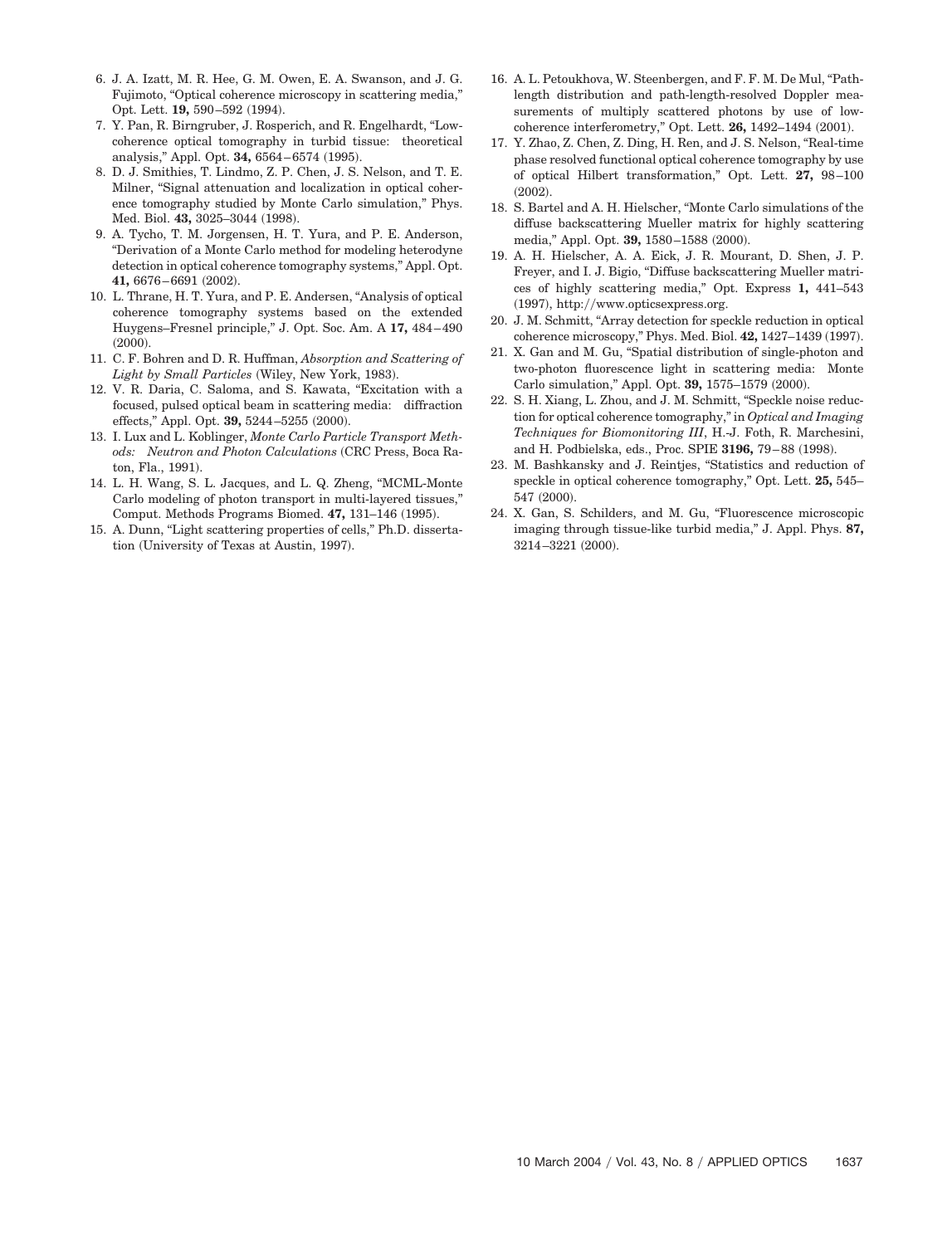6. J. A. Izatt, M. R. Hee, G. M. Owen, E. A. Swanson, and J. G. Fujimoto, "Optical coherence microscopy in scattering media," Opt. Lett. **19,** 590–592 (1994).
7. Y. Pan, R. Birngruber, J. Rosperich, and R. Engelhardt, "Low-coherence optical tomography in turbid tissue: theoretical analysis," Appl. Opt. **34,** 6564–6574 (1995).
8. D. J. Smithies, T. Lindmo, Z. P. Chen, J. S. Nelson, and T. E. Milner, "Signal attenuation and localization in optical coherence tomography studied by Monte Carlo simulation," Phys. Med. Biol. **43,** 3025–3044 (1998).
9. A. Tycho, T. M. Jorgensen, H. T. Yura, and P. E. Anderson, "Derivation of a Monte Carlo method for modeling heterodyne detection in optical coherence tomography systems," Appl. Opt. **41,** 6676–6691 (2002).
10. L. Thrane, H. T. Yura, and P. E. Andersen, "Analysis of optical coherence tomography systems based on the extended Huygens–Fresnel principle," J. Opt. Soc. Am. A **17,** 484–490 (2000).
11. C. F. Bohren and D. R. Huffman, *Absorption and Scattering of Light by Small Particles* (Wiley, New York, 1983).
12. V. R. Daria, C. Saloma, and S. Kawata, "Excitation with a focused, pulsed optical beam in scattering media: diffraction effects," Appl. Opt. **39,** 5244–5255 (2000).
13. I. Lux and L. Koblinger, *Monte Carlo Particle Transport Methods: Neutron and Photon Calculations* (CRC Press, Boca Raton, Fla., 1991).
14. L. H. Wang, S. L. Jacques, and L. Q. Zheng, "MCML-Monte Carlo modeling of photon transport in multi-layered tissues," Comput. Methods Programs Biomed. **47,** 131–146 (1995).
15. A. Dunn, "Light scattering properties of cells," Ph.D. dissertation (University of Texas at Austin, 1997).
16. A. L. Petoukhova, W. Steenbergen, and F. F. M. De Mul, "Path-length distribution and path-length-resolved Doppler measurements of multiply scattered photons by use of low-coherence interferometry," Opt. Lett. **26,** 1492–1494 (2001).
17. Y. Zhao, Z. Chen, Z. Ding, H. Ren, and J. S. Nelson, "Real-time phase resolved functional optical coherence tomography by use of optical Hilbert transformation," Opt. Lett. **27,** 98–100 (2002).
18. S. Bartel and A. H. Hielscher, "Monte Carlo simulations of the diffuse backscattering Mueller matrix for highly scattering media," Appl. Opt. **39,** 1580–1588 (2000).
19. A. H. Hielscher, A. A. Eick, J. R. Mourant, D. Shen, J. P. Freyer, and I. J. Bigio, "Diffuse backscattering Mueller matrices of highly scattering media," Opt. Express **1,** 441–543 (1997), http://www.opticsexpress.org.
20. J. M. Schmitt, "Array detection for speckle reduction in optical coherence microscopy," Phys. Med. Biol. **42,** 1427–1439 (1997).
21. X. Gan and M. Gu, "Spatial distribution of single-photon and two-photon fluorescence light in scattering media: Monte Carlo simulation," Appl. Opt. **39,** 1575–1579 (2000).
22. S. H. Xiang, L. Zhou, and J. M. Schmitt, "Speckle noise reduction for optical coherence tomography," in *Optical and Imaging Techniques for Biomonitoring III*, H.-J. Foth, R. Marchesini, and H. Podbielska, eds., Proc. SPIE **3196,** 79–88 (1998).
23. M. Bashkansky and J. Reintjes, "Statistics and reduction of speckle in optical coherence tomography," Opt. Lett. **25,** 545–547 (2000).
24. X. Gan, S. Schilders, and M. Gu, "Fluorescence microscopic imaging through tissue-like turbid media," J. Appl. Phys. **87,** 3214–3221 (2000).